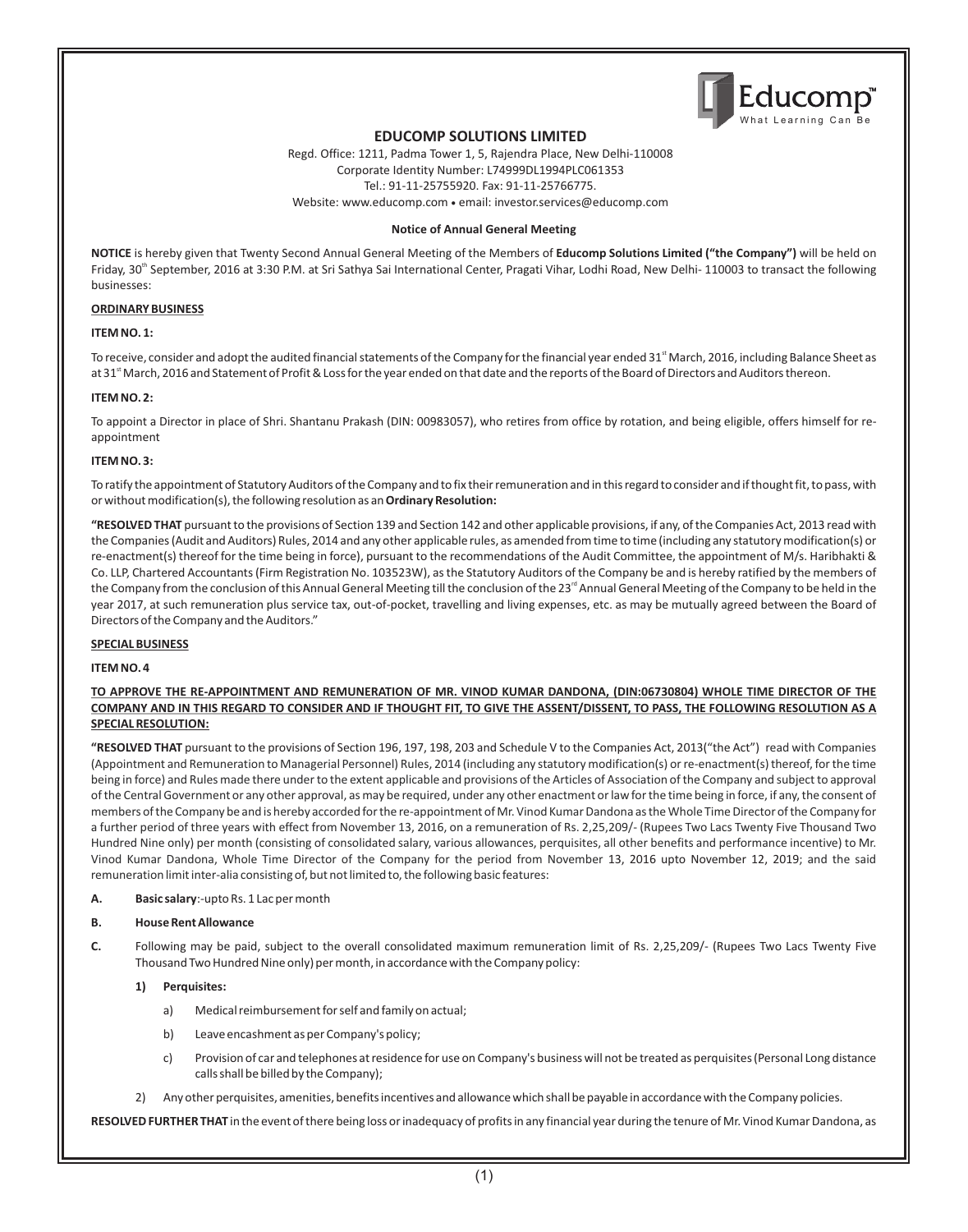Educomp™ What Learning Can Be

# EDUCOMP SOLUTIONS LIMITED

Regd. Office: 1211, Padma Tower 1, 5, Rajendra Place, New Delhi-110008
Corporate Identity Number: L74999DL1994PLC061353
Tel.: 91-11-25755920. Fax: 91-11-25766775.
Website: www.educomp.com • email: investor.services@educomp.com

## Notice of Annual General Meeting

**NOTICE** is hereby given that Twenty Second Annual General Meeting of the Members of **Educomp Solutions Limited ("the Company")** will be held on Friday, 30th September, 2016 at 3:30 P.M. at Sri Sathya Sai International Center, Pragati Vihar, Lodhi Road, New Delhi- 110003 to transact the following businesses:

**ORDINARY BUSINESS**

**ITEM NO. 1:**

To receive, consider and adopt the audited financial statements of the Company for the financial year ended 31st March, 2016, including Balance Sheet as at 31st March, 2016 and Statement of Profit & Loss for the year ended on that date and the reports of the Board of Directors and Auditors thereon.

**ITEM NO. 2:**

To appoint a Director in place of Shri. Shantanu Prakash (DIN: 00983057), who retires from office by rotation, and being eligible, offers himself for re-appointment

**ITEM NO. 3:**

To ratify the appointment of Statutory Auditors of the Company and to fix their remuneration and in this regard to consider and if thought fit, to pass, with or without modification(s), the following resolution as an **Ordinary Resolution:**

**"RESOLVED THAT** pursuant to the provisions of Section 139 and Section 142 and other applicable provisions, if any, of the Companies Act, 2013 read with the Companies (Audit and Auditors) Rules, 2014 and any other applicable rules, as amended from time to time (including any statutory modification(s) or re-enactment(s) thereof for the time being in force), pursuant to the recommendations of the Audit Committee, the appointment of M/s. Haribhakti & Co. LLP, Chartered Accountants (Firm Registration No. 103523W), as the Statutory Auditors of the Company be and is hereby ratified by the members of the Company from the conclusion of this Annual General Meeting till the conclusion of the 23rd Annual General Meeting of the Company to be held in the year 2017, at such remuneration plus service tax, out-of-pocket, travelling and living expenses, etc. as may be mutually agreed between the Board of Directors of the Company and the Auditors."

**SPECIAL BUSINESS**

**ITEM NO. 4**

**TO APPROVE THE RE-APPOINTMENT AND REMUNERATION OF MR. VINOD KUMAR DANDONA, (DIN:06730804) WHOLE TIME DIRECTOR OF THE COMPANY AND IN THIS REGARD TO CONSIDER AND IF THOUGHT FIT, TO GIVE THE ASSENT/DISSENT, TO PASS, THE FOLLOWING RESOLUTION AS A SPECIAL RESOLUTION:**

**"RESOLVED THAT** pursuant to the provisions of Section 196, 197, 198, 203 and Schedule V to the Companies Act, 2013("the Act") read with Companies (Appointment and Remuneration to Managerial Personnel) Rules, 2014 (including any statutory modification(s) or re-enactment(s) thereof, for the time being in force) and Rules made there under to the extent applicable and provisions of the Articles of Association of the Company and subject to approval of the Central Government or any other approval, as may be required, under any other enactment or law for the time being in force, if any, the consent of members of the Company be and is hereby accorded for the re-appointment of Mr. Vinod Kumar Dandona as the Whole Time Director of the Company for a further period of three years with effect from November 13, 2016, on a remuneration of Rs. 2,25,209/- (Rupees Two Lacs Twenty Five Thousand Two Hundred Nine only) per month (consisting of consolidated salary, various allowances, perquisites, all other benefits and performance incentive) to Mr. Vinod Kumar Dandona, Whole Time Director of the Company for the period from November 13, 2016 upto November 12, 2019; and the said remuneration limit inter-alia consisting of, but not limited to, the following basic features:

**A. Basic salary**:-upto Rs. 1 Lac per month

**B. House Rent Allowance**

**C.** Following may be paid, subject to the overall consolidated maximum remuneration limit of Rs. 2,25,209/- (Rupees Two Lacs Twenty Five Thousand Two Hundred Nine only) per month, in accordance with the Company policy:

1) **Perquisites:**
   a) Medical reimbursement for self and family on actual;
   b) Leave encashment as per Company's policy;
   c) Provision of car and telephones at residence for use on Company's business will not be treated as perquisites (Personal Long distance calls shall be billed by the Company);
2) Any other perquisites, amenities, benefits incentives and allowance which shall be payable in accordance with the Company policies.

**RESOLVED FURTHER THAT** in the event of there being loss or inadequacy of profits in any financial year during the tenure of Mr. Vinod Kumar Dandona, as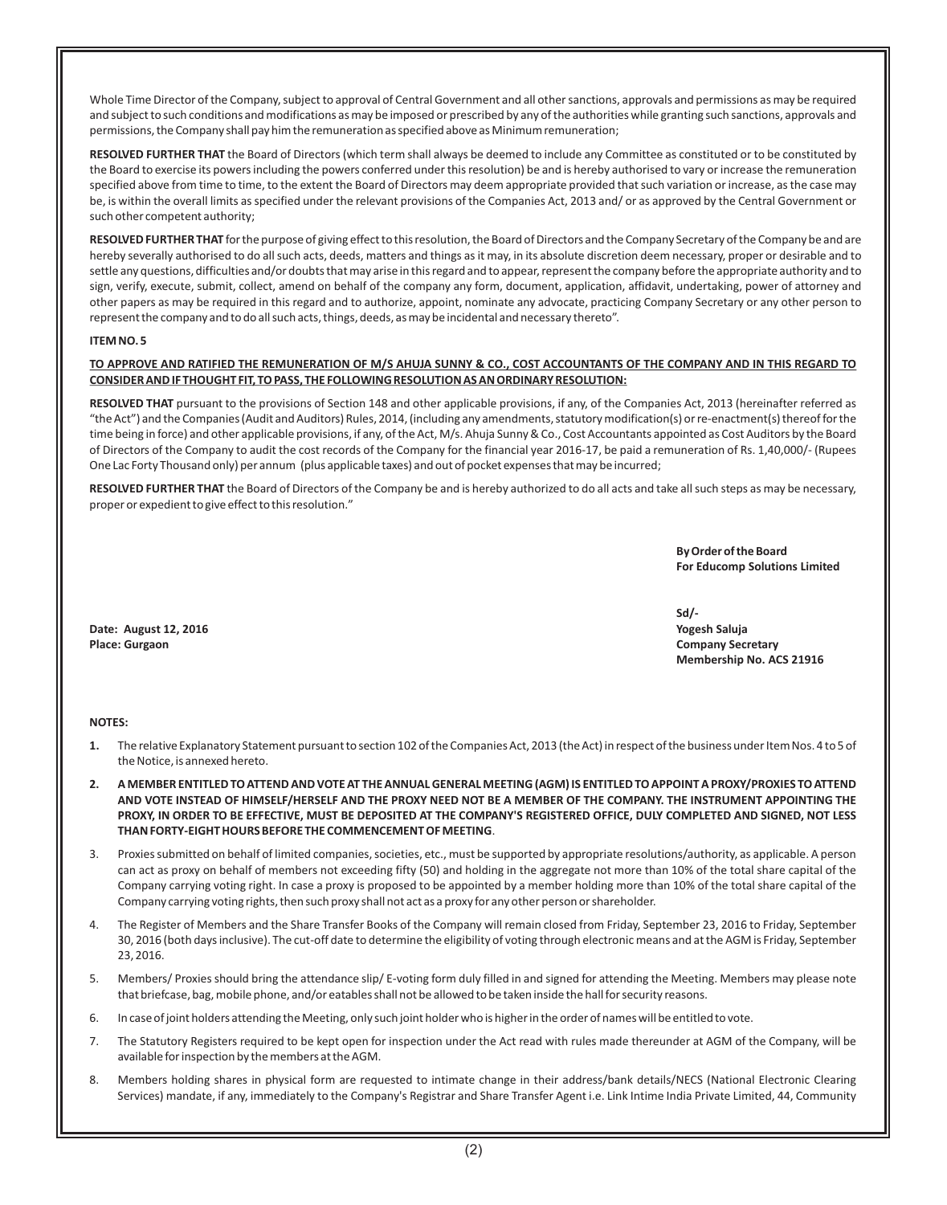Whole Time Director of the Company, subject to approval of Central Government and all other sanctions, approvals and permissions as may be required and subject to such conditions and modifications as may be imposed or prescribed by any of the authorities while granting such sanctions, approvals and permissions, the Company shall pay him the remuneration as specified above as Minimum remuneration;

**RESOLVED FURTHER THAT** the Board of Directors (which term shall always be deemed to include any Committee as constituted or to be constituted by the Board to exercise its powers including the powers conferred under this resolution) be and is hereby authorised to vary or increase the remuneration specified above from time to time, to the extent the Board of Directors may deem appropriate provided that such variation or increase, as the case may be, is within the overall limits as specified under the relevant provisions of the Companies Act, 2013 and/ or as approved by the Central Government or such other competent authority;

**RESOLVED FURTHER THAT** for the purpose of giving effect to this resolution, the Board of Directors and the Company Secretary of the Company be and are hereby severally authorised to do all such acts, deeds, matters and things as it may, in its absolute discretion deem necessary, proper or desirable and to settle any questions, difficulties and/or doubts that may arise in this regard and to appear, represent the company before the appropriate authority and to sign, verify, execute, submit, collect, amend on behalf of the company any form, document, application, affidavit, undertaking, power of attorney and other papers as may be required in this regard and to authorize, appoint, nominate any advocate, practicing Company Secretary or any other person to represent the company and to do all such acts, things, deeds, as may be incidental and necessary thereto".

**ITEM NO. 5**

**TO APPROVE AND RATIFIED THE REMUNERATION OF M/S AHUJA SUNNY & CO., COST ACCOUNTANTS OF THE COMPANY AND IN THIS REGARD TO CONSIDER AND IF THOUGHT FIT, TO PASS, THE FOLLOWING RESOLUTION AS AN ORDINARY RESOLUTION:**

**RESOLVED THAT** pursuant to the provisions of Section 148 and other applicable provisions, if any, of the Companies Act, 2013 (hereinafter referred as "the Act") and the Companies (Audit and Auditors) Rules, 2014, (including any amendments, statutory modification(s) or re-enactment(s) thereof for the time being in force) and other applicable provisions, if any, of the Act, M/s. Ahuja Sunny & Co., Cost Accountants appointed as Cost Auditors by the Board of Directors of the Company to audit the cost records of the Company for the financial year 2016-17, be paid a remuneration of Rs. 1,40,000/- (Rupees One Lac Forty Thousand only) per annum (plus applicable taxes) and out of pocket expenses that may be incurred;

**RESOLVED FURTHER THAT** the Board of Directors of the Company be and is hereby authorized to do all acts and take all such steps as may be necessary, proper or expedient to give effect to this resolution."

**By Order of the Board**
**For Educomp Solutions Limited**

**Sd/-**
**Yogesh Saluja**
**Company Secretary**
**Membership No. ACS 21916**

**Date: August 12, 2016**
**Place: Gurgaon**

**NOTES:**

1. The relative Explanatory Statement pursuant to section 102 of the Companies Act, 2013 (the Act) in respect of the business under Item Nos. 4 to 5 of the Notice, is annexed hereto.
2. **A MEMBER ENTITLED TO ATTEND AND VOTE AT THE ANNUAL GENERAL MEETING (AGM) IS ENTITLED TO APPOINT A PROXY/PROXIES TO ATTEND AND VOTE INSTEAD OF HIMSELF/HERSELF AND THE PROXY NEED NOT BE A MEMBER OF THE COMPANY. THE INSTRUMENT APPOINTING THE PROXY, IN ORDER TO BE EFFECTIVE, MUST BE DEPOSITED AT THE COMPANY'S REGISTERED OFFICE, DULY COMPLETED AND SIGNED, NOT LESS THAN FORTY-EIGHT HOURS BEFORE THE COMMENCEMENT OF MEETING**.
3. Proxies submitted on behalf of limited companies, societies, etc., must be supported by appropriate resolutions/authority, as applicable. A person can act as proxy on behalf of members not exceeding fifty (50) and holding in the aggregate not more than 10% of the total share capital of the Company carrying voting right. In case a proxy is proposed to be appointed by a member holding more than 10% of the total share capital of the Company carrying voting rights, then such proxy shall not act as a proxy for any other person or shareholder.
4. The Register of Members and the Share Transfer Books of the Company will remain closed from Friday, September 23, 2016 to Friday, September 30, 2016 (both days inclusive). The cut-off date to determine the eligibility of voting through electronic means and at the AGM is Friday, September 23, 2016.
5. Members/ Proxies should bring the attendance slip/ E-voting form duly filled in and signed for attending the Meeting. Members may please note that briefcase, bag, mobile phone, and/or eatables shall not be allowed to be taken inside the hall for security reasons.
6. In case of joint holders attending the Meeting, only such joint holder who is higher in the order of names will be entitled to vote.
7. The Statutory Registers required to be kept open for inspection under the Act read with rules made thereunder at AGM of the Company, will be available for inspection by the members at the AGM.
8. Members holding shares in physical form are requested to intimate change in their address/bank details/NECS (National Electronic Clearing Services) mandate, if any, immediately to the Company's Registrar and Share Transfer Agent i.e. Link Intime India Private Limited, 44, Community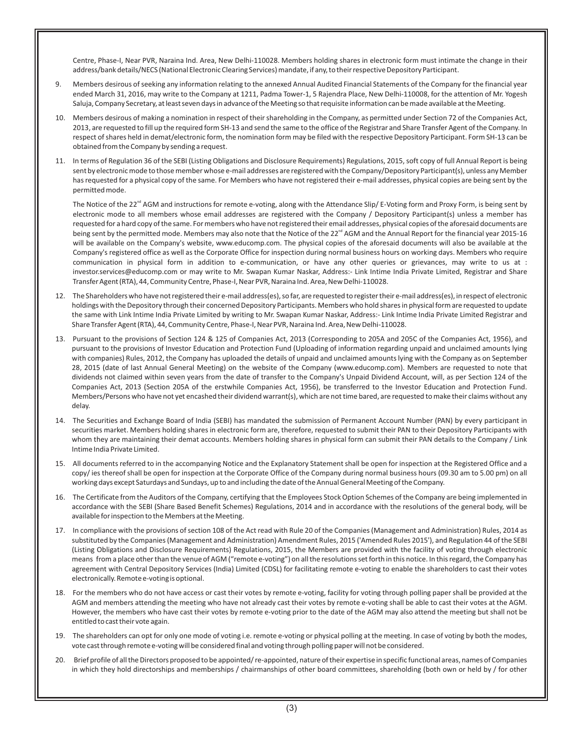Centre, Phase-I, Near PVR, Naraina Ind. Area, New Delhi-110028. Members holding shares in electronic form must intimate the change in their address/bank details/NECS (National Electronic Clearing Services) mandate, if any, to their respective Depository Participant.

9. Members desirous of seeking any information relating to the annexed Annual Audited Financial Statements of the Company for the financial year ended March 31, 2016, may write to the Company at 1211, Padma Tower-1, 5 Rajendra Place, New Delhi-110008, for the attention of Mr. Yogesh Saluja, Company Secretary, at least seven days in advance of the Meeting so that requisite information can be made available at the Meeting.

10. Members desirous of making a nomination in respect of their shareholding in the Company, as permitted under Section 72 of the Companies Act, 2013, are requested to fill up the required form SH-13 and send the same to the office of the Registrar and Share Transfer Agent of the Company. In respect of shares held in demat/electronic form, the nomination form may be filed with the respective Depository Participant. Form SH-13 can be obtained from the Company by sending a request.

11. In terms of Regulation 36 of the SEBI (Listing Obligations and Disclosure Requirements) Regulations, 2015, soft copy of full Annual Report is being sent by electronic mode to those member whose e-mail addresses are registered with the Company/Depository Participant(s), unless any Member has requested for a physical copy of the same. For Members who have not registered their e-mail addresses, physical copies are being sent by the permitted mode.

    The Notice of the 22nd AGM and instructions for remote e-voting, along with the Attendance Slip/ E-Voting form and Proxy Form, is being sent by electronic mode to all members whose email addresses are registered with the Company / Depository Participant(s) unless a member has requested for a hard copy of the same. For members who have not registered their email addresses, physical copies of the aforesaid documents are being sent by the permitted mode. Members may also note that the Notice of the 22nd AGM and the Annual Report for the financial year 2015-16 will be available on the Company's website, www.educomp.com. The physical copies of the aforesaid documents will also be available at the Company's registered office as well as the Corporate Office for inspection during normal business hours on working days. Members who require communication in physical form in addition to e-communication, or have any other queries or grievances, may write to us at : investor.services@educomp.com or may write to Mr. Swapan Kumar Naskar, Address:- Link Intime India Private Limited, Registrar and Share Transfer Agent (RTA), 44, Community Centre, Phase-I, Near PVR, Naraina Ind. Area, New Delhi-110028.

12. The Shareholders who have not registered their e-mail address(es), so far, are requested to register their e-mail address(es), in respect of electronic holdings with the Depository through their concerned Depository Participants. Members who hold shares in physical form are requested to update the same with Link Intime India Private Limited by writing to Mr. Swapan Kumar Naskar, Address:- Link Intime India Private Limited Registrar and Share Transfer Agent (RTA), 44, Community Centre, Phase-I, Near PVR, Naraina Ind. Area, New Delhi-110028.

13. Pursuant to the provisions of Section 124 & 125 of Companies Act, 2013 (Corresponding to 205A and 205C of the Companies Act, 1956), and pursuant to the provisions of Investor Education and Protection Fund (Uploading of information regarding unpaid and unclaimed amounts lying with companies) Rules, 2012, the Company has uploaded the details of unpaid and unclaimed amounts lying with the Company as on September 28, 2015 (date of last Annual General Meeting) on the website of the Company (www.educomp.com). Members are requested to note that dividends not claimed within seven years from the date of transfer to the Company's Unpaid Dividend Account, will, as per Section 124 of the Companies Act, 2013 (Section 205A of the erstwhile Companies Act, 1956), be transferred to the Investor Education and Protection Fund. Members/Persons who have not yet encashed their dividend warrant(s), which are not time bared, are requested to make their claims without any delay.

14. The Securities and Exchange Board of India (SEBI) has mandated the submission of Permanent Account Number (PAN) by every participant in securities market. Members holding shares in electronic form are, therefore, requested to submit their PAN to their Depository Participants with whom they are maintaining their demat accounts. Members holding shares in physical form can submit their PAN details to the Company / Link Intime India Private Limited.

15. All documents referred to in the accompanying Notice and the Explanatory Statement shall be open for inspection at the Registered Office and a copy/ ies thereof shall be open for inspection at the Corporate Office of the Company during normal business hours (09.30 am to 5.00 pm) on all working days except Saturdays and Sundays, up to and including the date of the Annual General Meeting of the Company.

16. The Certificate from the Auditors of the Company, certifying that the Employees Stock Option Schemes of the Company are being implemented in accordance with the SEBI (Share Based Benefit Schemes) Regulations, 2014 and in accordance with the resolutions of the general body, will be available for inspection to the Members at the Meeting.

17. In compliance with the provisions of section 108 of the Act read with Rule 20 of the Companies (Management and Administration) Rules, 2014 as substituted by the Companies (Management and Administration) Amendment Rules, 2015 ('Amended Rules 2015'), and Regulation 44 of the SEBI (Listing Obligations and Disclosure Requirements) Regulations, 2015, the Members are provided with the facility of voting through electronic means from a place other than the venue of AGM ("remote e-voting") on all the resolutions set forth in this notice. In this regard, the Company has agreement with Central Depository Services (India) Limited (CDSL) for facilitating remote e-voting to enable the shareholders to cast their votes electronically. Remote e-voting is optional.

18. For the members who do not have access or cast their votes by remote e-voting, facility for voting through polling paper shall be provided at the AGM and members attending the meeting who have not already cast their votes by remote e-voting shall be able to cast their votes at the AGM. However, the members who have cast their votes by remote e-voting prior to the date of the AGM may also attend the meeting but shall not be entitled to cast their vote again.

19. The shareholders can opt for only one mode of voting i.e. remote e-voting or physical polling at the meeting. In case of voting by both the modes, vote cast through remote e-voting will be considered final and voting through polling paper will not be considered.

20. Brief profile of all the Directors proposed to be appointed/ re-appointed, nature of their expertise in specific functional areas, names of Companies in which they hold directorships and memberships / chairmanships of other board committees, shareholding (both own or held by / for other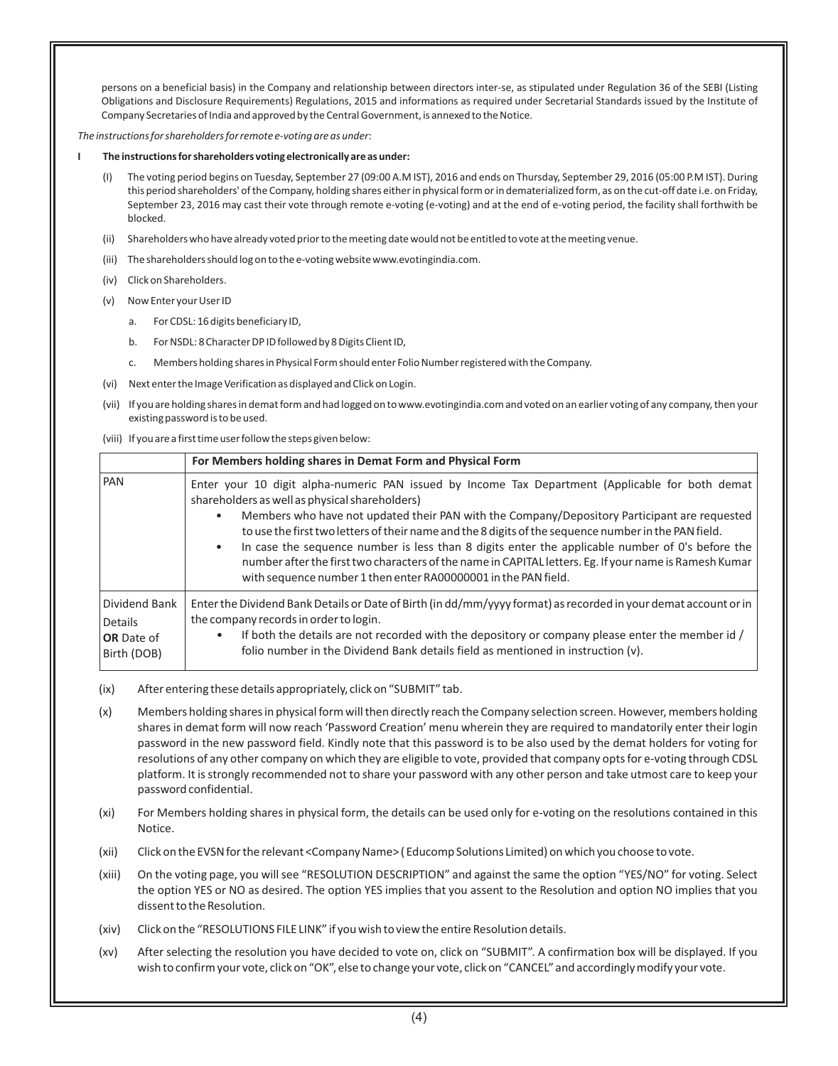persons on a beneficial basis) in the Company and relationship between directors inter-se, as stipulated under Regulation 36 of the SEBI (Listing Obligations and Disclosure Requirements) Regulations, 2015 and informations as required under Secretarial Standards issued by the Institute of Company Secretaries of India and approved by the Central Government, is annexed to the Notice.

*The instructions for shareholders for remote e-voting are as under*:

**I The instructions for shareholders voting electronically are as under:**

(I) The voting period begins on Tuesday, September 27 (09:00 A.M IST), 2016 and ends on Thursday, September 29, 2016 (05:00 P.M IST). During this period shareholders' of the Company, holding shares either in physical form or in dematerialized form, as on the cut-off date i.e. on Friday, September 23, 2016 may cast their vote through remote e-voting (e-voting) and at the end of e-voting period, the facility shall forthwith be blocked.

(ii) Shareholders who have already voted prior to the meeting date would not be entitled to vote at the meeting venue.

(iii) The shareholders should log on to the e-voting website www.evotingindia.com.

(iv) Click on Shareholders.

(v) Now Enter your User ID

   a. For CDSL: 16 digits beneficiary ID,

   b. For NSDL: 8 Character DP ID followed by 8 Digits Client ID,

   c. Members holding shares in Physical Form should enter Folio Number registered with the Company.

(vi) Next enter the Image Verification as displayed and Click on Login.

(vii) If you are holding shares in demat form and had logged on to www.evotingindia.com and voted on an earlier voting of any company, then your existing password is to be used.

(viii) If you are a first time user follow the steps given below:

| | **For Members holding shares in Demat Form and Physical Form** |
|---|---|
| PAN | Enter your 10 digit alpha-numeric PAN issued by Income Tax Department (Applicable for both demat shareholders as well as physical shareholders)<br>• Members who have not updated their PAN with the Company/Depository Participant are requested to use the first two letters of their name and the 8 digits of the sequence number in the PAN field.<br>• In case the sequence number is less than 8 digits enter the applicable number of 0's before the number after the first two characters of the name in CAPITAL letters. Eg. If your name is Ramesh Kumar with sequence number 1 then enter RA00000001 in the PAN field. |
| Dividend Bank Details **OR** Date of Birth (DOB) | Enter the Dividend Bank Details or Date of Birth (in dd/mm/yyyy format) as recorded in your demat account or in the company records in order to login.<br>• If both the details are not recorded with the depository or company please enter the member id / folio number in the Dividend Bank details field as mentioned in instruction (v). |

(ix) After entering these details appropriately, click on "SUBMIT" tab.

(x) Members holding shares in physical form will then directly reach the Company selection screen. However, members holding shares in demat form will now reach 'Password Creation' menu wherein they are required to mandatorily enter their login password in the new password field. Kindly note that this password is to be also used by the demat holders for voting for resolutions of any other company on which they are eligible to vote, provided that company opts for e-voting through CDSL platform. It is strongly recommended not to share your password with any other person and take utmost care to keep your password confidential.

(xi) For Members holding shares in physical form, the details can be used only for e-voting on the resolutions contained in this Notice.

(xii) Click on the EVSN for the relevant <Company Name> ( Educomp Solutions Limited) on which you choose to vote.

(xiii) On the voting page, you will see "RESOLUTION DESCRIPTION" and against the same the option "YES/NO" for voting. Select the option YES or NO as desired. The option YES implies that you assent to the Resolution and option NO implies that you dissent to the Resolution.

(xiv) Click on the "RESOLUTIONS FILE LINK" if you wish to view the entire Resolution details.

(xv) After selecting the resolution you have decided to vote on, click on "SUBMIT". A confirmation box will be displayed. If you wish to confirm your vote, click on "OK", else to change your vote, click on "CANCEL" and accordingly modify your vote.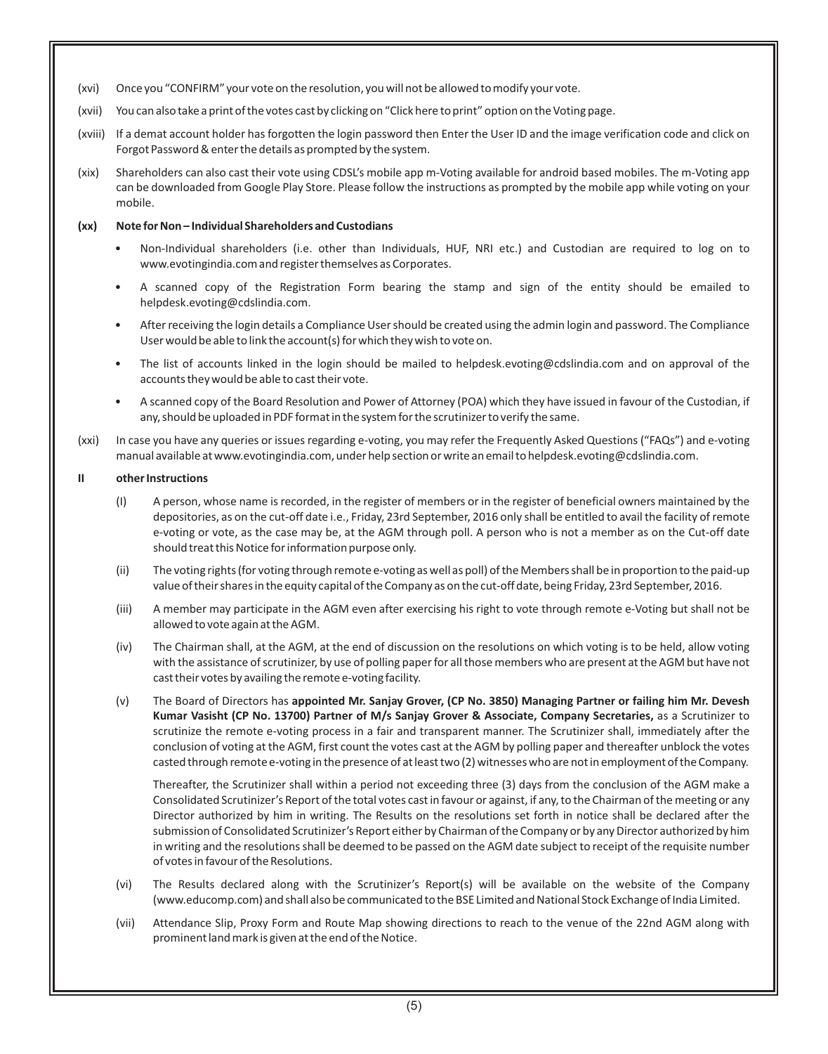(xvi) Once you "CONFIRM" your vote on the resolution, you will not be allowed to modify your vote.

(xvii) You can also take a print of the votes cast by clicking on "Click here to print" option on the Voting page.

(xviii) If a demat account holder has forgotten the login password then Enter the User ID and the image verification code and click on Forgot Password & enter the details as prompted by the system.

(xix) Shareholders can also cast their vote using CDSL's mobile app m-Voting available for android based mobiles. The m-Voting app can be downloaded from Google Play Store. Please follow the instructions as prompted by the mobile app while voting on your mobile.

**(xx) Note for Non – Individual Shareholders and Custodians**

- Non-Individual shareholders (i.e. other than Individuals, HUF, NRI etc.) and Custodian are required to log on to www.evotingindia.com and register themselves as Corporates.
- A scanned copy of the Registration Form bearing the stamp and sign of the entity should be emailed to helpdesk.evoting@cdslindia.com.
- After receiving the login details a Compliance User should be created using the admin login and password. The Compliance User would be able to link the account(s) for which they wish to vote on.
- The list of accounts linked in the login should be mailed to helpdesk.evoting@cdslindia.com and on approval of the accounts they would be able to cast their vote.
- A scanned copy of the Board Resolution and Power of Attorney (POA) which they have issued in favour of the Custodian, if any, should be uploaded in PDF format in the system for the scrutinizer to verify the same.

(xxi) In case you have any queries or issues regarding e-voting, you may refer the Frequently Asked Questions ("FAQs") and e-voting manual available at www.evotingindia.com, under help section or write an email to helpdesk.evoting@cdslindia.com.

**II other Instructions**

(I) A person, whose name is recorded, in the register of members or in the register of beneficial owners maintained by the depositories, as on the cut-off date i.e., Friday, 23rd September, 2016 only shall be entitled to avail the facility of remote e-voting or vote, as the case may be, at the AGM through poll. A person who is not a member as on the Cut-off date should treat this Notice for information purpose only.

(ii) The voting rights (for voting through remote e-voting as well as poll) of the Members shall be in proportion to the paid-up value of their shares in the equity capital of the Company as on the cut-off date, being Friday, 23rd September, 2016.

(iii) A member may participate in the AGM even after exercising his right to vote through remote e-Voting but shall not be allowed to vote again at the AGM.

(iv) The Chairman shall, at the AGM, at the end of discussion on the resolutions on which voting is to be held, allow voting with the assistance of scrutinizer, by use of polling paper for all those members who are present at the AGM but have not cast their votes by availing the remote e-voting facility.

(v) The Board of Directors has **appointed Mr. Sanjay Grover, (CP No. 3850) Managing Partner or failing him Mr. Devesh Kumar Vasisht (CP No. 13700) Partner of M/s Sanjay Grover & Associate, Company Secretaries,** as a Scrutinizer to scrutinize the remote e-voting process in a fair and transparent manner. The Scrutinizer shall, immediately after the conclusion of voting at the AGM, first count the votes cast at the AGM by polling paper and thereafter unblock the votes casted through remote e-voting in the presence of at least two (2) witnesses who are not in employment of the Company.

Thereafter, the Scrutinizer shall within a period not exceeding three (3) days from the conclusion of the AGM make a Consolidated Scrutinizer's Report of the total votes cast in favour or against, if any, to the Chairman of the meeting or any Director authorized by him in writing. The Results on the resolutions set forth in notice shall be declared after the submission of Consolidated Scrutinizer's Report either by Chairman of the Company or by any Director authorized by him in writing and the resolutions shall be deemed to be passed on the AGM date subject to receipt of the requisite number of votes in favour of the Resolutions.

(vi) The Results declared along with the Scrutinizer's Report(s) will be available on the website of the Company (www.educomp.com) and shall also be communicated to the BSE Limited and National Stock Exchange of India Limited.

(vii) Attendance Slip, Proxy Form and Route Map showing directions to reach to the venue of the 22nd AGM along with prominent land mark is given at the end of the Notice.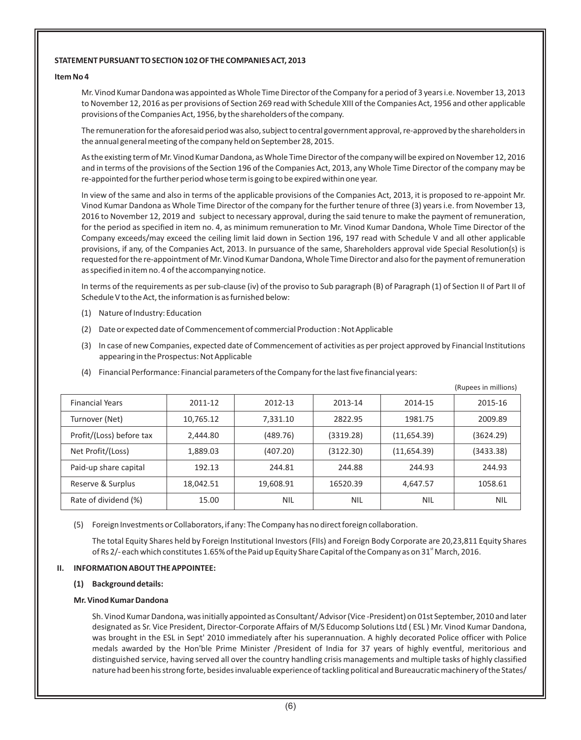**STATEMENT PURSUANT TO SECTION 102 OF THE COMPANIES ACT, 2013**

**Item No 4**

Mr. Vinod Kumar Dandona was appointed as Whole Time Director of the Company for a period of 3 years i.e. November 13, 2013 to November 12, 2016 as per provisions of Section 269 read with Schedule XIII of the Companies Act, 1956 and other applicable provisions of the Companies Act, 1956, by the shareholders of the company.

The remuneration for the aforesaid period was also, subject to central government approval, re-approved by the shareholders in the annual general meeting of the company held on September 28, 2015.

As the existing term of Mr. Vinod Kumar Dandona, as Whole Time Director of the company will be expired on November 12, 2016 and in terms of the provisions of the Section 196 of the Companies Act, 2013, any Whole Time Director of the company may be re-appointed for the further period whose term is going to be expired within one year.

In view of the same and also in terms of the applicable provisions of the Companies Act, 2013, it is proposed to re-appoint Mr. Vinod Kumar Dandona as Whole Time Director of the company for the further tenure of three (3) years i.e. from November 13, 2016 to November 12, 2019 and subject to necessary approval, during the said tenure to make the payment of remuneration, for the period as specified in item no. 4, as minimum remuneration to Mr. Vinod Kumar Dandona, Whole Time Director of the Company exceeds/may exceed the ceiling limit laid down in Section 196, 197 read with Schedule V and all other applicable provisions, if any, of the Companies Act, 2013. In pursuance of the same, Shareholders approval vide Special Resolution(s) is requested for the re-appointment of Mr. Vinod Kumar Dandona, Whole Time Director and also for the payment of remuneration as specified in item no. 4 of the accompanying notice.

In terms of the requirements as per sub-clause (iv) of the proviso to Sub paragraph (B) of Paragraph (1) of Section II of Part II of Schedule V to the Act, the information is as furnished below:

(1) Nature of Industry: Education

(2) Date or expected date of Commencement of commercial Production : Not Applicable

(3) In case of new Companies, expected date of Commencement of activities as per project approved by Financial Institutions appearing in the Prospectus: Not Applicable

(4) Financial Performance: Financial parameters of the Company for the last five financial years:

(Rupees in millions)

| Financial Years | 2011-12 | 2012-13 | 2013-14 | 2014-15 | 2015-16 |
|---|---|---|---|---|---|
| Turnover (Net) | 10,765.12 | 7,331.10 | 2822.95 | 1981.75 | 2009.89 |
| Profit/(Loss) before tax | 2,444.80 | (489.76) | (3319.28) | (11,654.39) | (3624.29) |
| Net Profit/(Loss) | 1,889.03 | (407.20) | (3122.30) | (11,654.39) | (3433.38) |
| Paid-up share capital | 192.13 | 244.81 | 244.88 | 244.93 | 244.93 |
| Reserve & Surplus | 18,042.51 | 19,608.91 | 16520.39 | 4,647.57 | 1058.61 |
| Rate of dividend (%) | 15.00 | NIL | NIL | NIL | NIL |

(5) Foreign Investments or Collaborators, if any: The Company has no direct foreign collaboration.

The total Equity Shares held by Foreign Institutional Investors (FIIs) and Foreign Body Corporate are 20,23,811 Equity Shares of Rs 2/- each which constitutes 1.65% of the Paid up Equity Share Capital of the Company as on 31st March, 2016.

**II. INFORMATION ABOUT THE APPOINTEE:**

**(1) Background details:**

**Mr. Vinod Kumar Dandona**

Sh. Vinod Kumar Dandona, was initially appointed as Consultant/ Advisor (Vice -President) on 01st September, 2010 and later designated as Sr. Vice President, Director-Corporate Affairs of M/S Educomp Solutions Ltd ( ESL ) Mr. Vinod Kumar Dandona, was brought in the ESL in Sept' 2010 immediately after his superannuation. A highly decorated Police officer with Police medals awarded by the Hon'ble Prime Minister /President of India for 37 years of highly eventful, meritorious and distinguished service, having served all over the country handling crisis managements and multiple tasks of highly classified nature had been his strong forte, besides invaluable experience of tackling political and Bureaucratic machinery of the States/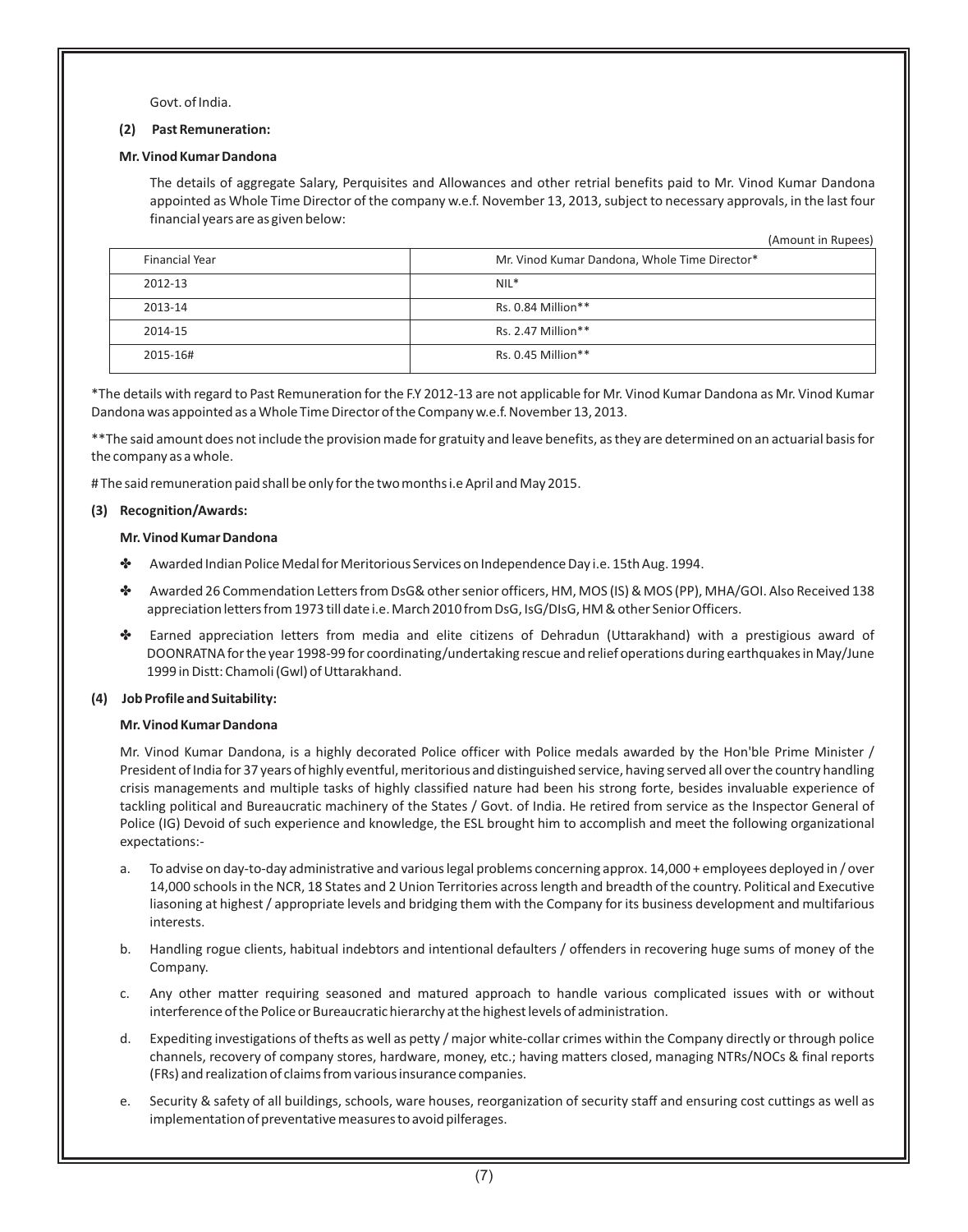Govt. of India.

**(2) Past Remuneration:**

**Mr. Vinod Kumar Dandona**

The details of aggregate Salary, Perquisites and Allowances and other retrial benefits paid to Mr. Vinod Kumar Dandona appointed as Whole Time Director of the company w.e.f. November 13, 2013, subject to necessary approvals, in the last four financial years are as given below:

(Amount in Rupees)

| Financial Year | Mr. Vinod Kumar Dandona, Whole Time Director* |
|---|---|
| 2012-13 | NIL* |
| 2013-14 | Rs. 0.84 Million** |
| 2014-15 | Rs. 2.47 Million** |
| 2015-16# | Rs. 0.45 Million** |

*The details with regard to Past Remuneration for the F.Y 2012-13 are not applicable for Mr. Vinod Kumar Dandona as Mr. Vinod Kumar Dandona was appointed as a Whole Time Director of the Company w.e.f. November 13, 2013.

**The said amount does not include the provision made for gratuity and leave benefits, as they are determined on an actuarial basis for the company as a whole.

# The said remuneration paid shall be only for the two months i.e April and May 2015.

**(3) Recognition/Awards:**

**Mr. Vinod Kumar Dandona**

- Awarded Indian Police Medal for Meritorious Services on Independence Day i.e. 15th Aug. 1994.
- Awarded 26 Commendation Letters from DsG& other senior officers, HM, MOS (IS) & MOS (PP), MHA/GOI. Also Received 138 appreciation letters from 1973 till date i.e. March 2010 from DsG, IsG/DIsG, HM & other Senior Officers.
- Earned appreciation letters from media and elite citizens of Dehradun (Uttarakhand) with a prestigious award of DOONRATNA for the year 1998-99 for coordinating/undertaking rescue and relief operations during earthquakes in May/June 1999 in Distt: Chamoli (Gwl) of Uttarakhand.

**(4) Job Profile and Suitability:**

**Mr. Vinod Kumar Dandona**

Mr. Vinod Kumar Dandona, is a highly decorated Police officer with Police medals awarded by the Hon'ble Prime Minister / President of India for 37 years of highly eventful, meritorious and distinguished service, having served all over the country handling crisis managements and multiple tasks of highly classified nature had been his strong forte, besides invaluable experience of tackling political and Bureaucratic machinery of the States / Govt. of India. He retired from service as the Inspector General of Police (IG) Devoid of such experience and knowledge, the ESL brought him to accomplish and meet the following organizational expectations:-

a. To advise on day-to-day administrative and various legal problems concerning approx. 14,000 + employees deployed in / over 14,000 schools in the NCR, 18 States and 2 Union Territories across length and breadth of the country. Political and Executive liasoning at highest / appropriate levels and bridging them with the Company for its business development and multifarious interests.

b. Handling rogue clients, habitual indebtors and intentional defaulters / offenders in recovering huge sums of money of the Company.

c. Any other matter requiring seasoned and matured approach to handle various complicated issues with or without interference of the Police or Bureaucratic hierarchy at the highest levels of administration.

d. Expediting investigations of thefts as well as petty / major white-collar crimes within the Company directly or through police channels, recovery of company stores, hardware, money, etc.; having matters closed, managing NTRs/NOCs & final reports (FRs) and realization of claims from various insurance companies.

e. Security & safety of all buildings, schools, ware houses, reorganization of security staff and ensuring cost cuttings as well as implementation of preventative measures to avoid pilferages.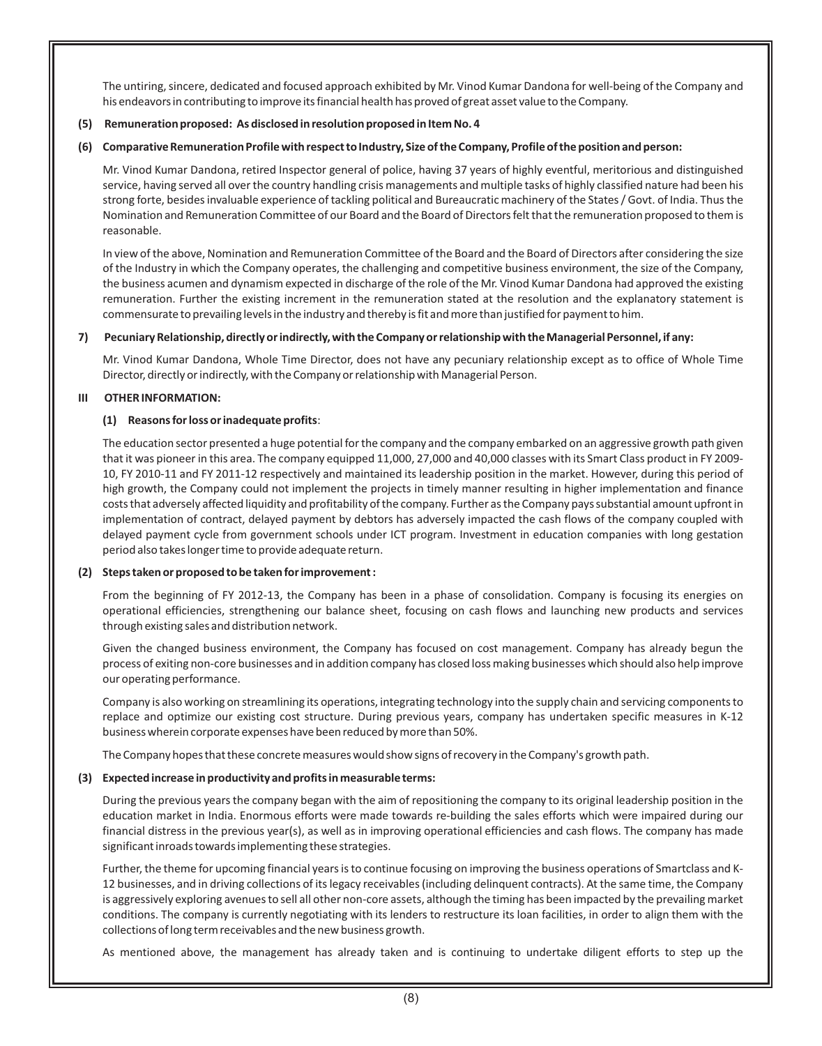The untiring, sincere, dedicated and focused approach exhibited by Mr. Vinod Kumar Dandona for well-being of the Company and his endeavors in contributing to improve its financial health has proved of great asset value to the Company.

**(5) Remuneration proposed: As disclosed in resolution proposed in Item No. 4**

**(6) Comparative Remuneration Profile with respect to Industry, Size of the Company, Profile of the position and person:**

Mr. Vinod Kumar Dandona, retired Inspector general of police, having 37 years of highly eventful, meritorious and distinguished service, having served all over the country handling crisis managements and multiple tasks of highly classified nature had been his strong forte, besides invaluable experience of tackling political and Bureaucratic machinery of the States / Govt. of India. Thus the Nomination and Remuneration Committee of our Board and the Board of Directors felt that the remuneration proposed to them is reasonable.

In view of the above, Nomination and Remuneration Committee of the Board and the Board of Directors after considering the size of the Industry in which the Company operates, the challenging and competitive business environment, the size of the Company, the business acumen and dynamism expected in discharge of the role of the Mr. Vinod Kumar Dandona had approved the existing remuneration. Further the existing increment in the remuneration stated at the resolution and the explanatory statement is commensurate to prevailing levels in the industry and thereby is fit and more than justified for payment to him.

**7) Pecuniary Relationship, directly or indirectly, with the Company or relationship with the Managerial Personnel, if any:**

Mr. Vinod Kumar Dandona, Whole Time Director, does not have any pecuniary relationship except as to office of Whole Time Director, directly or indirectly, with the Company or relationship with Managerial Person.

**III OTHER INFORMATION:**

**(1) Reasons for loss or inadequate profits**:

The education sector presented a huge potential for the company and the company embarked on an aggressive growth path given that it was pioneer in this area. The company equipped 11,000, 27,000 and 40,000 classes with its Smart Class product in FY 2009-10, FY 2010-11 and FY 2011-12 respectively and maintained its leadership position in the market. However, during this period of high growth, the Company could not implement the projects in timely manner resulting in higher implementation and finance costs that adversely affected liquidity and profitability of the company. Further as the Company pays substantial amount upfront in implementation of contract, delayed payment by debtors has adversely impacted the cash flows of the company coupled with delayed payment cycle from government schools under ICT program. Investment in education companies with long gestation period also takes longer time to provide adequate return.

**(2) Steps taken or proposed to be taken for improvement :**

From the beginning of FY 2012-13, the Company has been in a phase of consolidation. Company is focusing its energies on operational efficiencies, strengthening our balance sheet, focusing on cash flows and launching new products and services through existing sales and distribution network.

Given the changed business environment, the Company has focused on cost management. Company has already begun the process of exiting non-core businesses and in addition company has closed loss making businesses which should also help improve our operating performance.

Company is also working on streamlining its operations, integrating technology into the supply chain and servicing components to replace and optimize our existing cost structure. During previous years, company has undertaken specific measures in K-12 business wherein corporate expenses have been reduced by more than 50%.

The Company hopes that these concrete measures would show signs of recovery in the Company's growth path.

**(3) Expected increase in productivity and profits in measurable terms:**

During the previous years the company began with the aim of repositioning the company to its original leadership position in the education market in India. Enormous efforts were made towards re-building the sales efforts which were impaired during our financial distress in the previous year(s), as well as in improving operational efficiencies and cash flows. The company has made significant inroads towards implementing these strategies.

Further, the theme for upcoming financial years is to continue focusing on improving the business operations of Smartclass and K-12 businesses, and in driving collections of its legacy receivables (including delinquent contracts). At the same time, the Company is aggressively exploring avenues to sell all other non-core assets, although the timing has been impacted by the prevailing market conditions. The company is currently negotiating with its lenders to restructure its loan facilities, in order to align them with the collections of long term receivables and the new business growth.

As mentioned above, the management has already taken and is continuing to undertake diligent efforts to step up the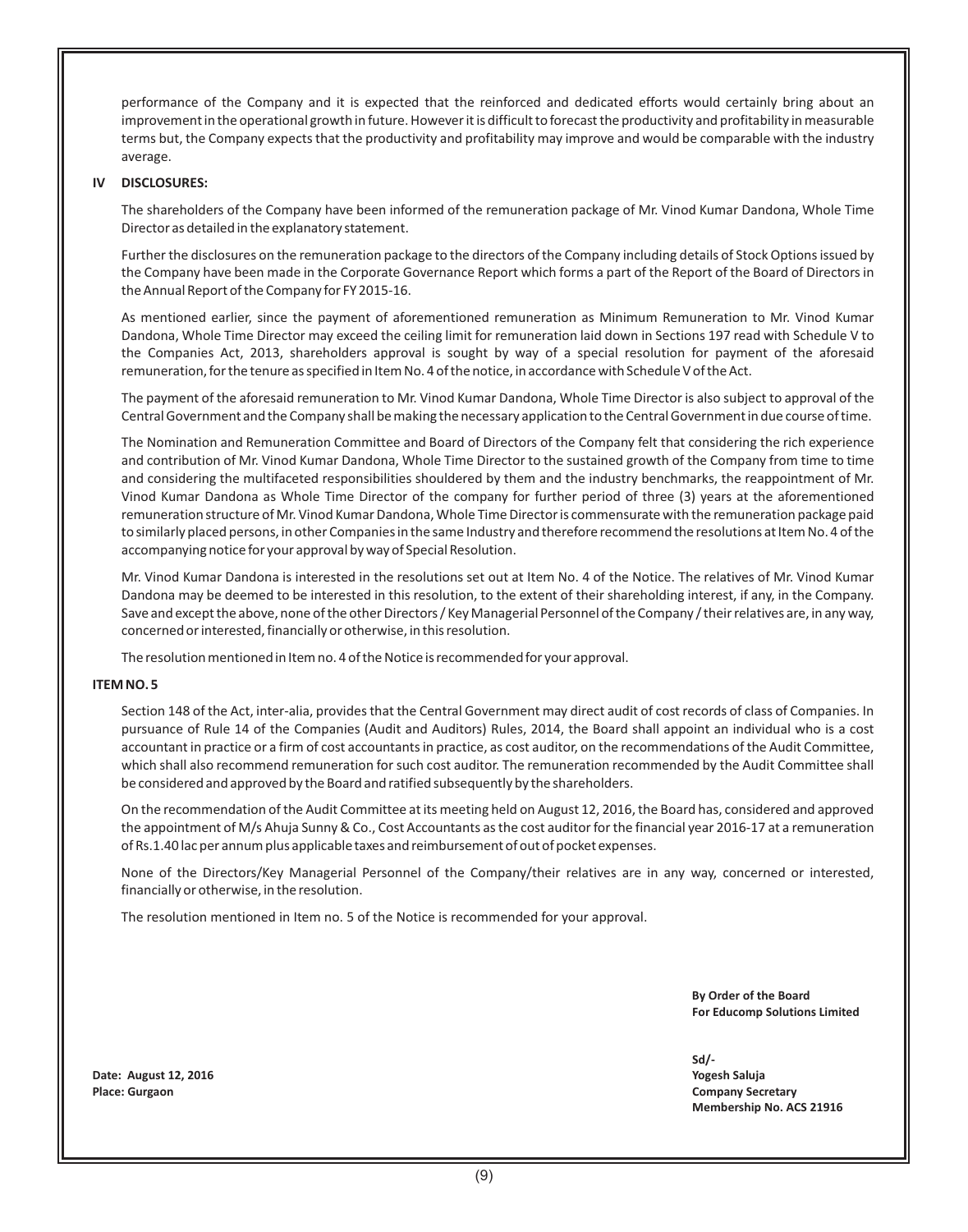performance of the Company and it is expected that the reinforced and dedicated efforts would certainly bring about an improvement in the operational growth in future. However it is difficult to forecast the productivity and profitability in measurable terms but, the Company expects that the productivity and profitability may improve and would be comparable with the industry average.

**IV DISCLOSURES:**

The shareholders of the Company have been informed of the remuneration package of Mr. Vinod Kumar Dandona, Whole Time Director as detailed in the explanatory statement.

Further the disclosures on the remuneration package to the directors of the Company including details of Stock Options issued by the Company have been made in the Corporate Governance Report which forms a part of the Report of the Board of Directors in the Annual Report of the Company for FY 2015-16.

As mentioned earlier, since the payment of aforementioned remuneration as Minimum Remuneration to Mr. Vinod Kumar Dandona, Whole Time Director may exceed the ceiling limit for remuneration laid down in Sections 197 read with Schedule V to the Companies Act, 2013, shareholders approval is sought by way of a special resolution for payment of the aforesaid remuneration, for the tenure as specified in Item No. 4 of the notice, in accordance with Schedule V of the Act.

The payment of the aforesaid remuneration to Mr. Vinod Kumar Dandona, Whole Time Director is also subject to approval of the Central Government and the Company shall be making the necessary application to the Central Government in due course of time.

The Nomination and Remuneration Committee and Board of Directors of the Company felt that considering the rich experience and contribution of Mr. Vinod Kumar Dandona, Whole Time Director to the sustained growth of the Company from time to time and considering the multifaceted responsibilities shouldered by them and the industry benchmarks, the reappointment of Mr. Vinod Kumar Dandona as Whole Time Director of the company for further period of three (3) years at the aforementioned remuneration structure of Mr. Vinod Kumar Dandona, Whole Time Director is commensurate with the remuneration package paid to similarly placed persons, in other Companies in the same Industry and therefore recommend the resolutions at Item No. 4 of the accompanying notice for your approval by way of Special Resolution.

Mr. Vinod Kumar Dandona is interested in the resolutions set out at Item No. 4 of the Notice. The relatives of Mr. Vinod Kumar Dandona may be deemed to be interested in this resolution, to the extent of their shareholding interest, if any, in the Company. Save and except the above, none of the other Directors / Key Managerial Personnel of the Company / their relatives are, in any way, concerned or interested, financially or otherwise, in this resolution.

The resolution mentioned in Item no. 4 of the Notice is recommended for your approval.

**ITEM NO. 5**

Section 148 of the Act, inter-alia, provides that the Central Government may direct audit of cost records of class of Companies. In pursuance of Rule 14 of the Companies (Audit and Auditors) Rules, 2014, the Board shall appoint an individual who is a cost accountant in practice or a firm of cost accountants in practice, as cost auditor, on the recommendations of the Audit Committee, which shall also recommend remuneration for such cost auditor. The remuneration recommended by the Audit Committee shall be considered and approved by the Board and ratified subsequently by the shareholders.

On the recommendation of the Audit Committee at its meeting held on August 12, 2016, the Board has, considered and approved the appointment of M/s Ahuja Sunny & Co., Cost Accountants as the cost auditor for the financial year 2016-17 at a remuneration of Rs.1.40 lac per annum plus applicable taxes and reimbursement of out of pocket expenses.

None of the Directors/Key Managerial Personnel of the Company/their relatives are in any way, concerned or interested, financially or otherwise, in the resolution.

The resolution mentioned in Item no. 5 of the Notice is recommended for your approval.

**By Order of the Board**
**For Educomp Solutions Limited**

**Sd/-**
**Yogesh Saluja**
**Company Secretary**
**Membership No. ACS 21916**

**Date: August 12, 2016**
**Place: Gurgaon**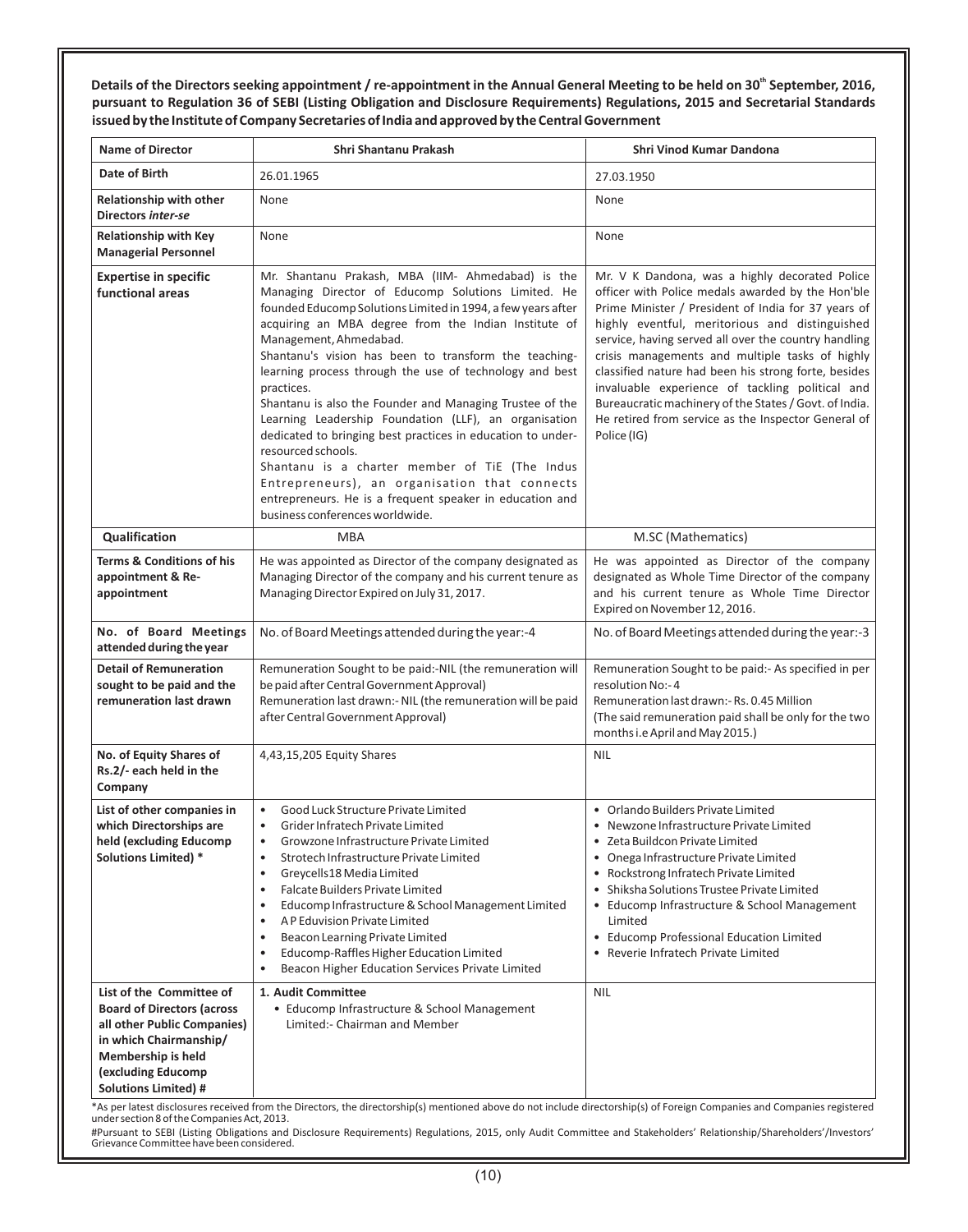**Details of the Directors seeking appointment / re-appointment in the Annual General Meeting to be held on 30th September, 2016, pursuant to Regulation 36 of SEBI (Listing Obligation and Disclosure Requirements) Regulations, 2015 and Secretarial Standards issued by the Institute of Company Secretaries of India and approved by the Central Government**

| Name of Director | Shri Shantanu Prakash | Shri Vinod Kumar Dandona |
|---|---|---|
| **Date of Birth** | 26.01.1965 | 27.03.1950 |
| **Relationship with other Directors *inter-se*** | None | None |
| **Relationship with Key Managerial Personnel** | None | None |
| **Expertise in specific functional areas** | Mr. Shantanu Prakash, MBA (IIM- Ahmedabad) is the Managing Director of Educomp Solutions Limited. He founded Educomp Solutions Limited in 1994, a few years after acquiring an MBA degree from the Indian Institute of Management, Ahmedabad.<br>Shantanu's vision has been to transform the teaching-learning process through the use of technology and best practices.<br>Shantanu is also the Founder and Managing Trustee of the Learning Leadership Foundation (LLF), an organisation dedicated to bringing best practices in education to under-resourced schools.<br>Shantanu is a charter member of TiE (The Indus Entrepreneurs), an organisation that connects entrepreneurs. He is a frequent speaker in education and business conferences worldwide. | Mr. V K Dandona, was a highly decorated Police officer with Police medals awarded by the Hon'ble Prime Minister / President of India for 37 years of highly eventful, meritorious and distinguished service, having served all over the country handling crisis managements and multiple tasks of highly classified nature had been his strong forte, besides invaluable experience of tackling political and Bureaucratic machinery of the States / Govt. of India. He retired from service as the Inspector General of Police (IG) |
| **Qualification** | MBA | M.SC (Mathematics) |
| **Terms & Conditions of his appointment & Re-appointment** | He was appointed as Director of the company designated as Managing Director of the company and his current tenure as Managing Director Expired on July 31, 2017. | He was appointed as Director of the company designated as Whole Time Director of the company and his current tenure as Whole Time Director Expired on November 12, 2016. |
| **No. of Board Meetings attended during the year** | No. of Board Meetings attended during the year:-4 | No. of Board Meetings attended during the year:-3 |
| **Detail of Remuneration sought to be paid and the remuneration last drawn** | Remuneration Sought to be paid:-NIL (the remuneration will be paid after Central Government Approval)<br>Remuneration last drawn:- NIL (the remuneration will be paid after Central Government Approval) | Remuneration Sought to be paid:- As specified in per resolution No:- 4<br>Remuneration last drawn:- Rs. 0.45 Million<br>(The said remuneration paid shall be only for the two months i.e April and May 2015.) |
| **No. of Equity Shares of Rs.2/- each held in the Company** | 4,43,15,205 Equity Shares | NIL |
| **List of other companies in which Directorships are held (excluding Educomp Solutions Limited) \*** | • Good Luck Structure Private Limited<br>• Grider Infratech Private Limited<br>• Growzone Infrastructure Private Limited<br>• Strotech Infrastructure Private Limited<br>• Greycells18 Media Limited<br>• Falcate Builders Private Limited<br>• Educomp Infrastructure & School Management Limited<br>• A P Eduvision Private Limited<br>• Beacon Learning Private Limited<br>• Educomp-Raffles Higher Education Limited<br>• Beacon Higher Education Services Private Limited | • Orlando Builders Private Limited<br>• Newzone Infrastructure Private Limited<br>• Zeta Buildcon Private Limited<br>• Onega Infrastructure Private Limited<br>• Rockstrong Infratech Private Limited<br>• Shiksha Solutions Trustee Private Limited<br>• Educomp Infrastructure & School Management Limited<br>• Educomp Professional Education Limited<br>• Reverie Infratech Private Limited |
| **List of the Committee of Board of Directors (across all other Public Companies) in which Chairmanship/ Membership is held (excluding Educomp Solutions Limited) #** | **1. Audit Committee**<br>• Educomp Infrastructure & School Management Limited:- Chairman and Member | NIL |

\*As per latest disclosures received from the Directors, the directorship(s) mentioned above do not include directorship(s) of Foreign Companies and Companies registered under section 8 of the Companies Act, 2013.

#Pursuant to SEBI (Listing Obligations and Disclosure Requirements) Regulations, 2015, only Audit Committee and Stakeholders' Relationship/Shareholders'/Investors' Grievance Committee have been considered.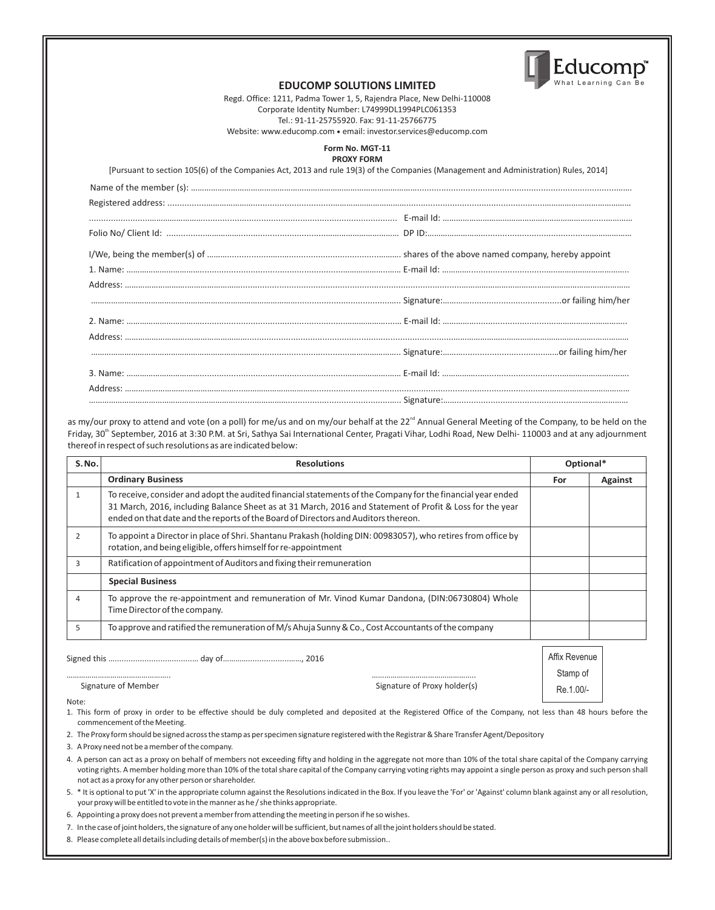# EDUCOMP SOLUTIONS LIMITED

Regd. Office: 1211, Padma Tower 1, 5, Rajendra Place, New Delhi-110008
Corporate Identity Number: L74999DL1994PLC061353
Tel.: 91-11-25755920. Fax: 91-11-25766775
Website: www.educomp.com • email: investor.services@educomp.com

**Form No. MGT-11**
**PROXY FORM**

[Pursuant to section 105(6) of the Companies Act, 2013 and rule 19(3) of the Companies (Management and Administration) Rules, 2014]

Name of the member (s): ..................................................................................................................

Registered address: ..................................................................................................................

.................................................................................. E-mail Id: ..................................................

Folio No/ Client Id: .................................................................. DP ID:..................................................

I/We, being the member(s) of .................................................. shares of the above named company, hereby appoint

1. Name: .................................................................................. E-mail Id: ..................................................

Address: ..................................................................................................................

.................................................................................. Signature:..................................................or failing him/her

2. Name: .................................................................................. E-mail Id: ..................................................

Address: ..................................................................................................................

.................................................................................. Signature:..................................................or failing him/her

3. Name: .................................................................................. E-mail Id: ..................................................

Address: ..................................................................................................................

.................................................................................. Signature:..................................................

as my/our proxy to attend and vote (on a poll) for me/us and on my/our behalf at the 22nd Annual General Meeting of the Company, to be held on the Friday, 30th September, 2016 at 3:30 P.M. at Sri, Sathya Sai International Center, Pragati Vihar, Lodhi Road, New Delhi- 110003 and at any adjournment thereof in respect of such resolutions as are indicated below:

| S.No. | Resolutions | Optional* | |
|---|---|---|---|
| | **Ordinary Business** | **For** | **Against** |
| 1 | To receive, consider and adopt the audited financial statements of the Company for the financial year ended 31 March, 2016, including Balance Sheet as at 31 March, 2016 and Statement of Profit & Loss for the year ended on that date and the reports of the Board of Directors and Auditors thereon. | | |
| 2 | To appoint a Director in place of Shri. Shantanu Prakash (holding DIN: 00983057), who retires from office by rotation, and being eligible, offers himself for re-appointment | | |
| 3 | Ratification of appointment of Auditors and fixing their remuneration | | |
| | **Special Business** | | |
| 4 | To approve the re-appointment and remuneration of Mr. Vinod Kumar Dandona, (DIN:06730804) Whole Time Director of the company. | | |
| 5 | To approve and ratified the remuneration of M/s Ahuja Sunny & Co., Cost Accountants of the company | | |

Signed this ...................................... day of.................................., 2016

Affix Revenue Stamp of Re.1.00/-

................................................ 
Signature of Member

................................................
Signature of Proxy holder(s)

Note:

1. This form of proxy in order to be effective should be duly completed and deposited at the Registered Office of the Company, not less than 48 hours before the commencement of the Meeting.
2. The Proxy form should be signed across the stamp as per specimen signature registered with the Registrar & Share Transfer Agent/Depository
3. A Proxy need not be a member of the company.
4. A person can act as a proxy on behalf of members not exceeding fifty and holding in the aggregate not more than 10% of the total share capital of the Company carrying voting rights. A member holding more than 10% of the total share capital of the Company carrying voting rights may appoint a single person as proxy and such person shall not act as a proxy for any other person or shareholder.
5. * It is optional to put 'X' in the appropriate column against the Resolutions indicated in the Box. If you leave the 'For' or 'Against' column blank against any or all resolution, your proxy will be entitled to vote in the manner as he / she thinks appropriate.
6. Appointing a proxy does not prevent a member from attending the meeting in person if he so wishes.
7. In the case of joint holders, the signature of any one holder will be sufficient, but names of all the joint holders should be stated.
8. Please complete all details including details of member(s) in the above box before submission..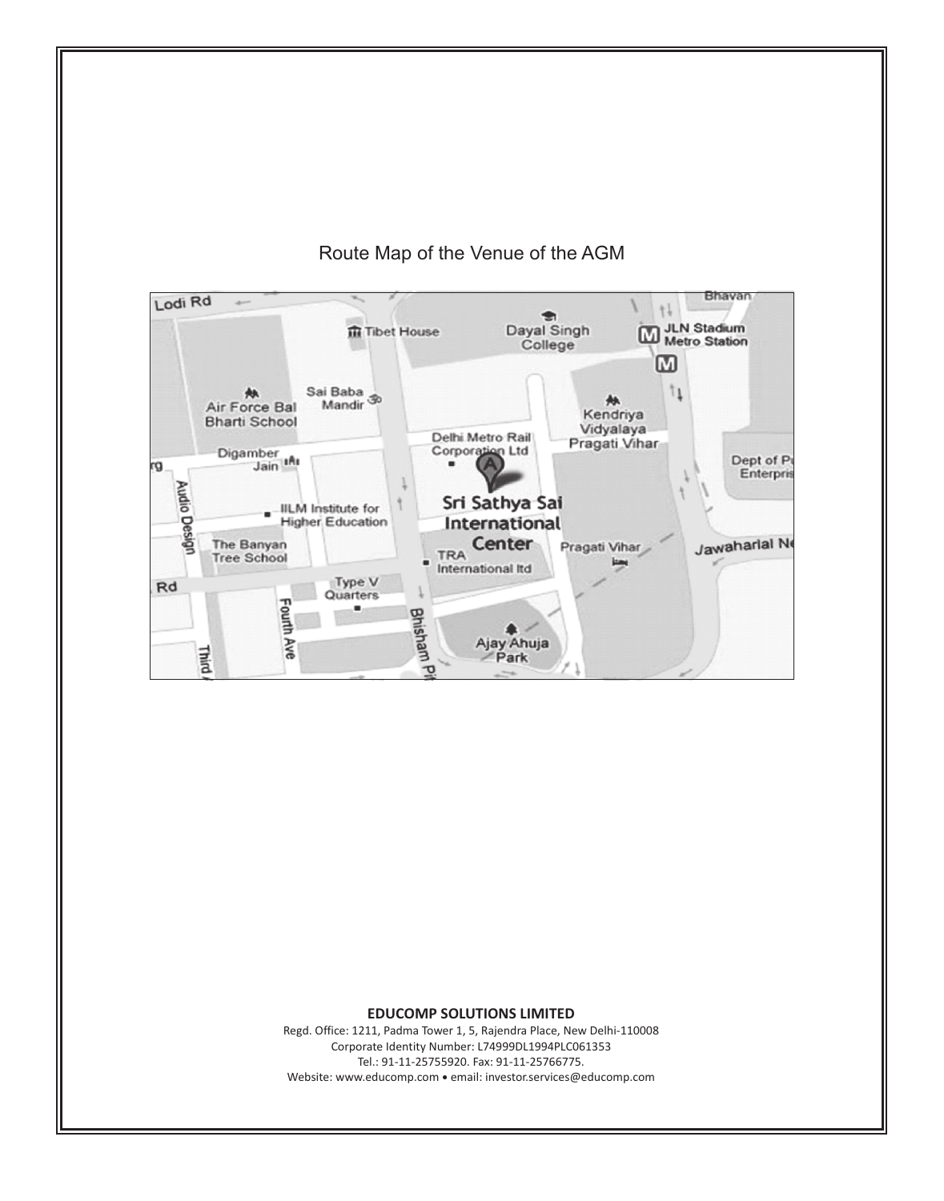Route Map of the Venue of the AGM

**EDUCOMP SOLUTIONS LIMITED**

Regd. Office: 1211, Padma Tower 1, 5, Rajendra Place, New Delhi-110008

Corporate Identity Number: L74999DL1994PLC061353

Tel.: 91-11-25755920. Fax: 91-11-25766775.

Website: www.educomp.com • email: investor.services@educomp.com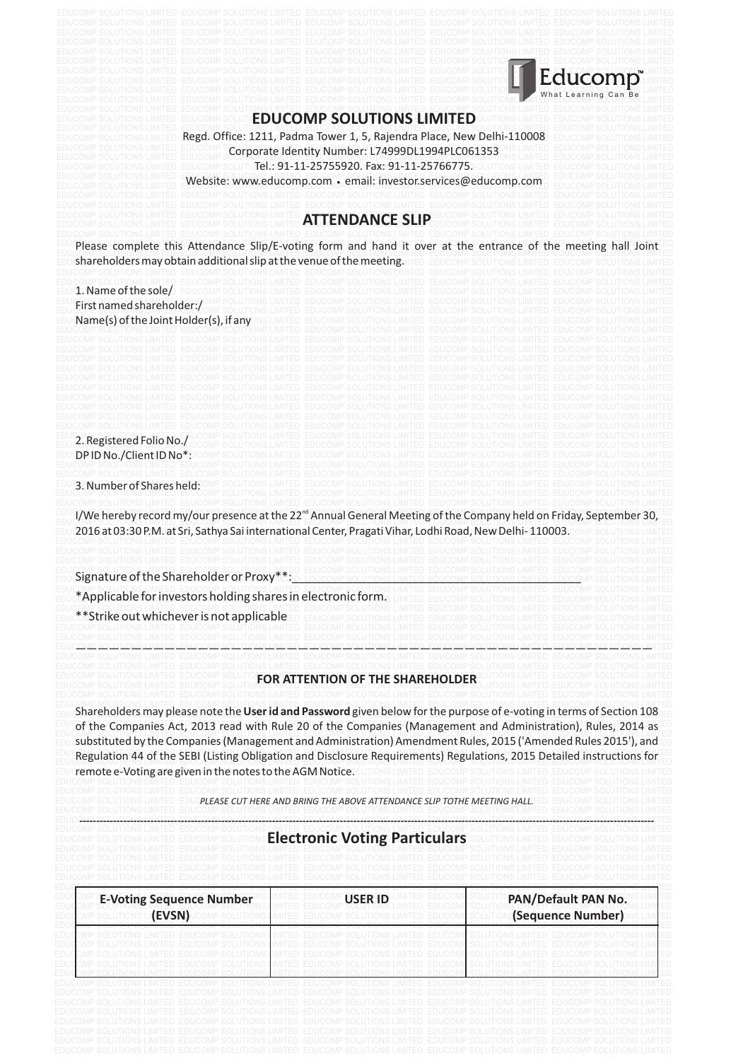Educomp™
What Learning Can Be

# EDUCOMP SOLUTIONS LIMITED

Regd. Office: 1211, Padma Tower 1, 5, Rajendra Place, New Delhi-110008
Corporate Identity Number: L74999DL1994PLC061353
Tel.: 91-11-25755920. Fax: 91-11-25766775.
Website: www.educomp.com • email: investor.services@educomp.com

## ATTENDANCE SLIP

Please complete this Attendance Slip/E-voting form and hand it over at the entrance of the meeting hall Joint shareholders may obtain additional slip at the venue of the meeting.

1. Name of the sole/
First named shareholder:/
Name(s) of the Joint Holder(s), if any

2. Registered Folio No./
DP ID No./Client ID No*:

3. Number of Shares held:

I/We hereby record my/our presence at the 22nd Annual General Meeting of the Company held on Friday, September 30, 2016 at 03:30 P.M. at Sri, Sathya Sai international Center, Pragati Vihar, Lodhi Road, New Delhi- 110003.

Signature of the Shareholder or Proxy**:_______________________________

*Applicable for investors holding shares in electronic form.

**Strike out whichever is not applicable

---

### FOR ATTENTION OF THE SHAREHOLDER

Shareholders may please note the **User id and Password** given below for the purpose of e-voting in terms of Section 108 of the Companies Act, 2013 read with Rule 20 of the Companies (Management and Administration), Rules, 2014 as substituted by the Companies (Management and Administration) Amendment Rules, 2015 ('Amended Rules 2015'), and Regulation 44 of the SEBI (Listing Obligation and Disclosure Requirements) Regulations, 2015 Detailed instructions for remote e-Voting are given in the notes to the AGM Notice.

*PLEASE CUT HERE AND BRING THE ABOVE ATTENDANCE SLIP TOTHE MEETING HALL.*

---

## Electronic Voting Particulars

| E-Voting Sequence Number (EVSN) | USER ID | PAN/Default PAN No. (Sequence Number) |
|---|---|---|
| | | |